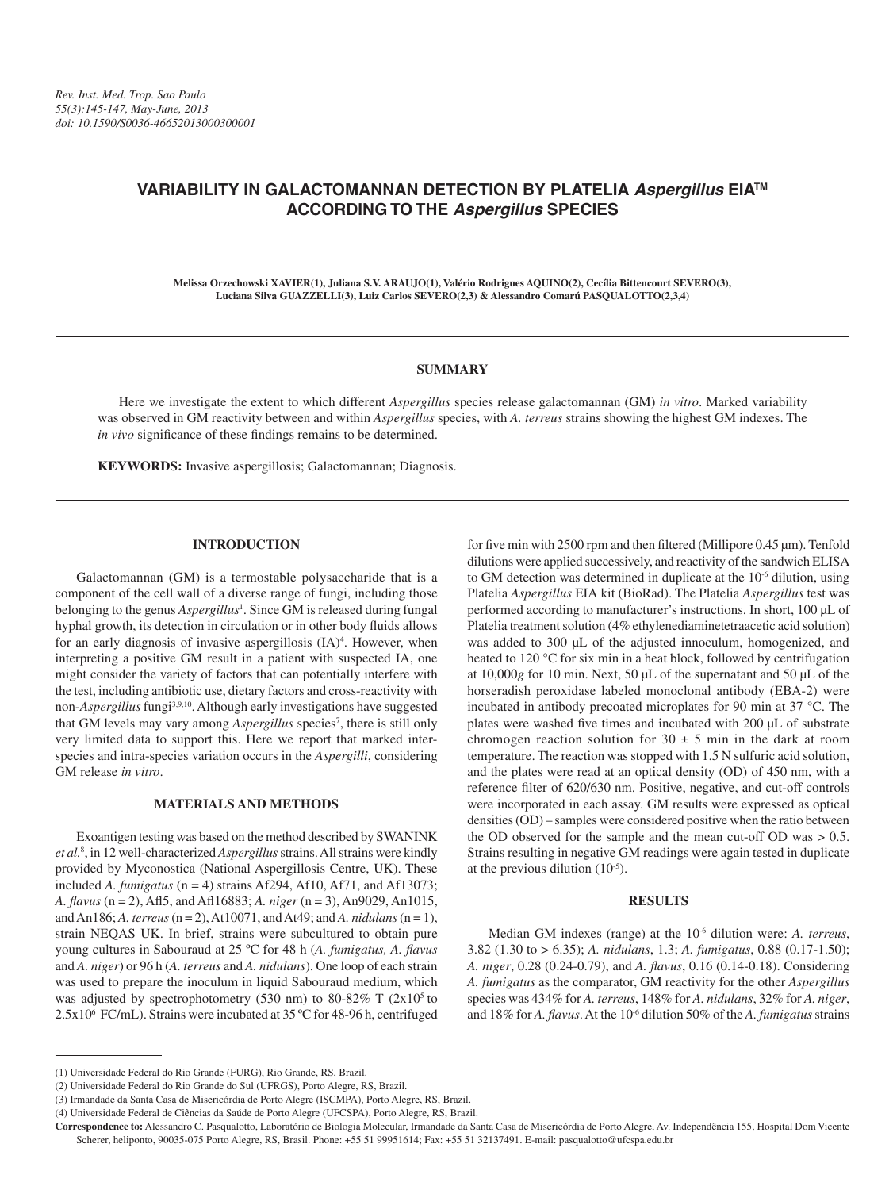# VARIABILITY IN GALACTOMANNAN DETECTION BY PLATELIA *Aspergillus* EIA™ ACCORDING TO THE *Aspergillus* SPECIES

**Melissa Orzechowski XAVIER(1), Juliana S.V. ARAUJO(1), Valério Rodrigues AQUINO(2), Cecília Bittencourt SEVERO(3), Luciana Silva GUAZZELLI(3), Luiz Carlos SEVERO(2,3) & Alessandro Comarú PASQUALOTTO(2,3,4)**

## SUMMARY

Here we investigate the extent to which different *Aspergillus* species release galactomannan (GM) *in vitro*. Marked variability was observed in GM reactivity between and within *Aspergillus* species, with *A. terreus* strains showing the highest GM indexes. The *in vivo* significance of these findings remains to be determined.

**KEYWORDS:** Invasive aspergillosis; Galactomannan; Diagnosis.

## INTRODUCTION

Galactomannan (GM) is a termostable polysaccharide that is a component of the cell wall of a diverse range of fungi, including those belonging to the genus *Aspergillus*[1]. Since GM is released during fungal hyphal growth, its detection in circulation or in other body fluids allows for an early diagnosis of invasive aspergillosis (IA)[4]. However, when interpreting a positive GM result in a patient with suspected IA, one might consider the variety of factors that can potentially interfere with the test, including antibiotic use, dietary factors and cross-reactivity with non-*Aspergillus* fungi[3,9,10]. Although early investigations have suggested that GM levels may vary among *Aspergillus* species[7], there is still only very limited data to support this. Here we report that marked inter-species and intra-species variation occurs in the *Aspergilli*, considering GM release *in vitro*.

## MATERIALS AND METHODS

Exoantigen testing was based on the method described by SWANINK *et al.*[8], in 12 well-characterized *Aspergillus* strains. All strains were kindly provided by Myconostica (National Aspergillosis Centre, UK). These included *A. fumigatus* (n = 4) strains Af294, Af10, Af71, and Af13073; *A. flavus* (n = 2), Afl5, and Afl16883; *A. niger* (n = 3), An9029, An1015, and An186; *A. terreus* (n = 2), At10071, and At49; and *A. nidulans* (n = 1), strain NEQAS UK. In brief, strains were subcultured to obtain pure young cultures in Sabouraud at 25 ºC for 48 h (*A. fumigatus, A. flavus* and *A. niger*) or 96 h (*A. terreus* and *A. nidulans*). One loop of each strain was used to prepare the inoculum in liquid Sabouraud medium, which was adjusted by spectrophotometry (530 nm) to 80-82% T ($2x10^5$ to $2.5x10^6$ FC/mL). Strains were incubated at 35 ºC for 48-96 h, centrifuged for five min with 2500 rpm and then filtered (Millipore 0.45 µm). Tenfold dilutions were applied successively, and reactivity of the sandwich ELISA to GM detection was determined in duplicate at the $10^{-6}$ dilution, using Platelia *Aspergillus* EIA kit (BioRad). The Platelia *Aspergillus* test was performed according to manufacturer's instructions. In short, 100 µL of Platelia treatment solution (4% ethylenediaminetetraacetic acid solution) was added to 300 µL of the adjusted innoculum, homogenized, and heated to 120 °C for six min in a heat block, followed by centrifugation at 10,000*g* for 10 min. Next, 50 µL of the supernatant and 50 µL of the horseradish peroxidase labeled monoclonal antibody (EBA-2) were incubated in antibody precoated microplates for 90 min at 37 °C. The plates were washed five times and incubated with 200 µL of substrate chromogen reaction solution for 30 ± 5 min in the dark at room temperature. The reaction was stopped with 1.5 N sulfuric acid solution, and the plates were read at an optical density (OD) of 450 nm, with a reference filter of 620/630 nm. Positive, negative, and cut-off controls were incorporated in each assay. GM results were expressed as optical densities (OD) – samples were considered positive when the ratio between the OD observed for the sample and the mean cut-off OD was > 0.5. Strains resulting in negative GM readings were again tested in duplicate at the previous dilution ($10^{-5}$).

## RESULTS

Median GM indexes (range) at the $10^{-6}$ dilution were: *A. terreus*, 3.82 (1.30 to > 6.35); *A. nidulans*, 1.3; *A. fumigatus*, 0.88 (0.17-1.50); *A. niger*, 0.28 (0.24-0.79), and *A. flavus*, 0.16 (0.14-0.18). Considering *A. fumigatus* as the comparator, GM reactivity for the other *Aspergillus* species was 434% for *A. terreus*, 148% for *A. nidulans*, 32% for *A. niger*, and 18% for *A. flavus*. At the $10^{-6}$ dilution 50% of the *A. fumigatus* strains

(1) Universidade Federal do Rio Grande (FURG), Rio Grande, RS, Brazil.
(2) Universidade Federal do Rio Grande do Sul (UFRGS), Porto Alegre, RS, Brazil.
(3) Irmandade da Santa Casa de Misericórdia de Porto Alegre (ISCMPA), Porto Alegre, RS, Brazil.
(4) Universidade Federal de Ciências da Saúde de Porto Alegre (UFCSPA), Porto Alegre, RS, Brazil.

**Correspondence to:** Alessandro C. Pasqualotto, Laboratório de Biologia Molecular, Irmandade da Santa Casa de Misericórdia de Porto Alegre, Av. Independência 155, Hospital Dom Vicente Scherer, heliponto, 90035-075 Porto Alegre, RS, Brasil. Phone: +55 51 99951614; Fax: +55 51 32137491. E-mail: pasqualotto@ufcspa.edu.br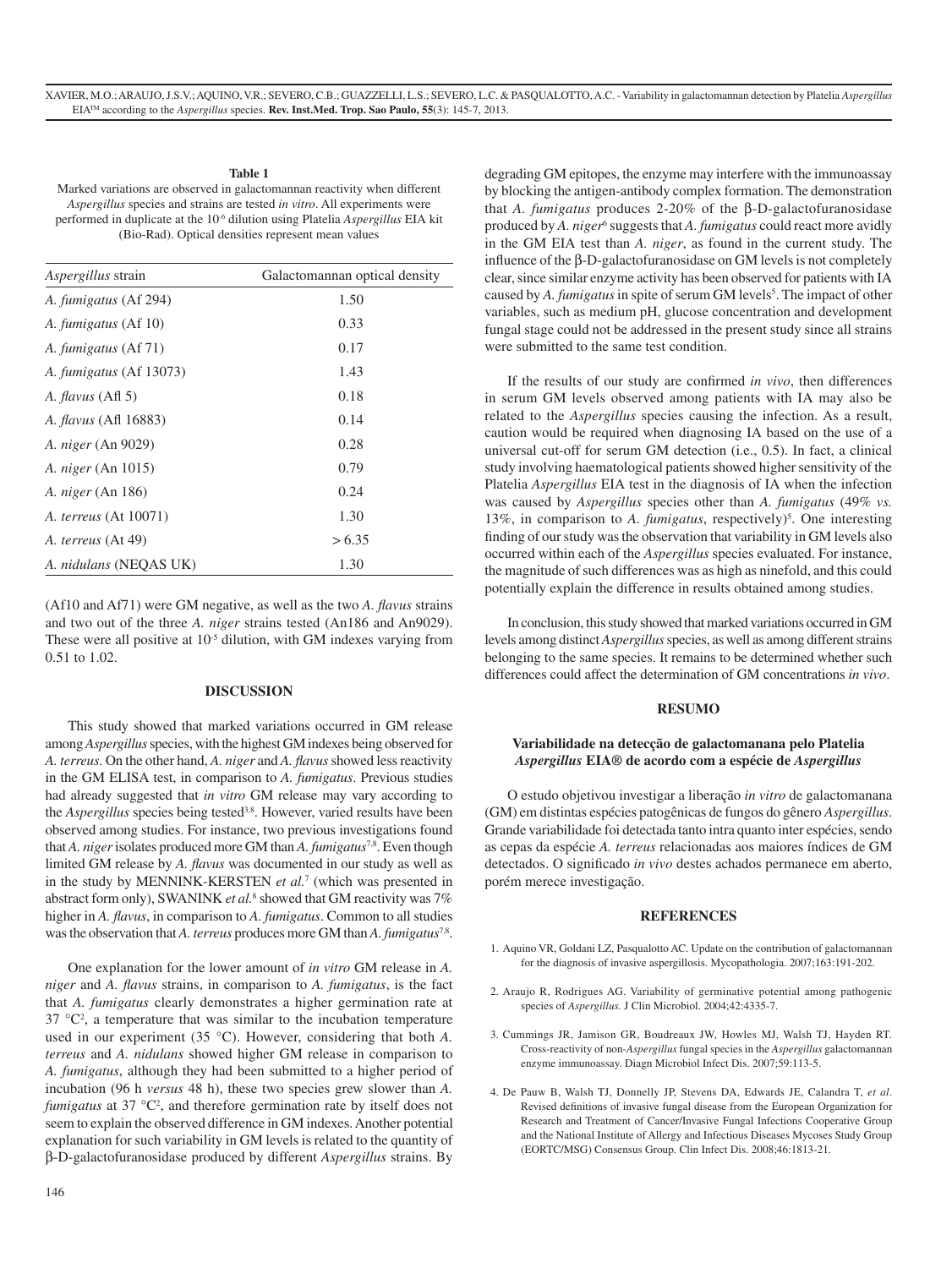**Table 1**

Marked variations are observed in galactomannan reactivity when different *Aspergillus* species and strains are tested *in vitro*. All experiments were performed in duplicate at the $10^{-6}$ dilution using Platelia *Aspergillus* EIA kit (Bio-Rad). Optical densities represent mean values

| *Aspergillus* strain | Galactomannan optical density |
|---|---|
| *A. fumigatus* (Af 294) | 1.50 |
| *A. fumigatus* (Af 10) | 0.33 |
| *A. fumigatus* (Af 71) | 0.17 |
| *A. fumigatus* (Af 13073) | 1.43 |
| *A. flavus* (Afl 5) | 0.18 |
| *A. flavus* (Afl 16883) | 0.14 |
| *A. niger* (An 9029) | 0.28 |
| *A. niger* (An 1015) | 0.79 |
| *A. niger* (An 186) | 0.24 |
| *A. terreus* (At 10071) | 1.30 |
| *A. terreus* (At 49) | > 6.35 |
| *A. nidulans* (NEQAS UK) | 1.30 |

(Af10 and Af71) were GM negative, as well as the two *A. flavus* strains and two out of the three *A. niger* strains tested (An186 and An9029). These were all positive at $10^{-5}$ dilution, with GM indexes varying from 0.51 to 1.02.

## DISCUSSION

This study showed that marked variations occurred in GM release among *Aspergillus* species, with the highest GM indexes being observed for *A. terreus*. On the other hand, *A. niger* and *A. flavus* showed less reactivity in the GM ELISA test, in comparison to *A. fumigatus*. Previous studies had already suggested that *in vitro* GM release may vary according to the *Aspergillus* species being tested[3,8]. However, varied results have been observed among studies. For instance, two previous investigations found that *A. niger* isolates produced more GM than *A. fumigatus*[7,8]. Even though limited GM release by *A. flavus* was documented in our study as well as in the study by MENNINK-KERSTEN *et al.*[7] (which was presented in abstract form only), SWANINK *et al.*[8] showed that GM reactivity was 7% higher in *A. flavus*, in comparison to *A. fumigatus*. Common to all studies was the observation that *A. terreus* produces more GM than *A. fumigatus*[7,8].

One explanation for the lower amount of *in vitro* GM release in *A. niger* and *A. flavus* strains, in comparison to *A. fumigatus*, is the fact that *A. fumigatus* clearly demonstrates a higher germination rate at 37 °C[2], a temperature that was similar to the incubation temperature used in our experiment (35 °C). However, considering that both *A. terreus* and *A. nidulans* showed higher GM release in comparison to *A. fumigatus*, although they had been submitted to a higher period of incubation (96 h *versus* 48 h), these two species grew slower than *A. fumigatus* at 37 °C[2], and therefore germination rate by itself does not seem to explain the observed difference in GM indexes. Another potential explanation for such variability in GM levels is related to the quantity of β-D-galactofuranosidase produced by different *Aspergillus* strains. By degrading GM epitopes, the enzyme may interfere with the immunoassay by blocking the antigen-antibody complex formation. The demonstration that *A. fumigatus* produces 2-20% of the β-D-galactofuranosidase produced by *A. niger*[6] suggests that *A. fumigatus* could react more avidly in the GM EIA test than *A. niger*, as found in the current study. The influence of the β-D-galactofuranosidase on GM levels is not completely clear, since similar enzyme activity has been observed for patients with IA caused by *A. fumigatus* in spite of serum GM levels[5]. The impact of other variables, such as medium pH, glucose concentration and development fungal stage could not be addressed in the present study since all strains were submitted to the same test condition.

If the results of our study are confirmed *in vivo*, then differences in serum GM levels observed among patients with IA may also be related to the *Aspergillus* species causing the infection. As a result, caution would be required when diagnosing IA based on the use of a universal cut-off for serum GM detection (i.e., 0.5). In fact, a clinical study involving haematological patients showed higher sensitivity of the Platelia *Aspergillus* EIA test in the diagnosis of IA when the infection was caused by *Aspergillus* species other than *A. fumigatus* (49% *vs.* 13%, in comparison to *A. fumigatus*, respectively)[5]. One interesting finding of our study was the observation that variability in GM levels also occurred within each of the *Aspergillus* species evaluated. For instance, the magnitude of such differences was as high as ninefold, and this could potentially explain the difference in results obtained among studies.

In conclusion, this study showed that marked variations occurred in GM levels among distinct *Aspergillus* species, as well as among different strains belonging to the same species. It remains to be determined whether such differences could affect the determination of GM concentrations *in vivo*.

## RESUMO

### Variabilidade na detecção de galactomanana pelo Platelia *Aspergillus* EIA® de acordo com a espécie de *Aspergillus*

O estudo objetivou investigar a liberação *in vitro* de galactomanana (GM) em distintas espécies patogênicas de fungos do gênero *Aspergillus*. Grande variabilidade foi detectada tanto intra quanto inter espécies, sendo as cepas da espécie *A. terreus* relacionadas aos maiores índices de GM detectados. O significado *in vivo* destes achados permanece em aberto, porém merece investigação.

## REFERENCES

1. Aquino VR, Goldani LZ, Pasqualotto AC. Update on the contribution of galactomannan for the diagnosis of invasive aspergillosis. Mycopathologia. 2007;163:191-202.
2. Araujo R, Rodrigues AG. Variability of germinative potential among pathogenic species of *Aspergillus*. J Clin Microbiol. 2004;42:4335-7.
3. Cummings JR, Jamison GR, Boudreaux JW, Howles MJ, Walsh TJ, Hayden RT. Cross-reactivity of non-*Aspergillus* fungal species in the *Aspergillus* galactomannan enzyme immunoassay. Diagn Microbiol Infect Dis. 2007;59:113-5.
4. De Pauw B, Walsh TJ, Donnelly JP, Stevens DA, Edwards JE, Calandra T, *et al*. Revised definitions of invasive fungal disease from the European Organization for Research and Treatment of Cancer/Invasive Fungal Infections Cooperative Group and the National Institute of Allergy and Infectious Diseases Mycoses Study Group (EORTC/MSG) Consensus Group. Clin Infect Dis. 2008;46:1813-21.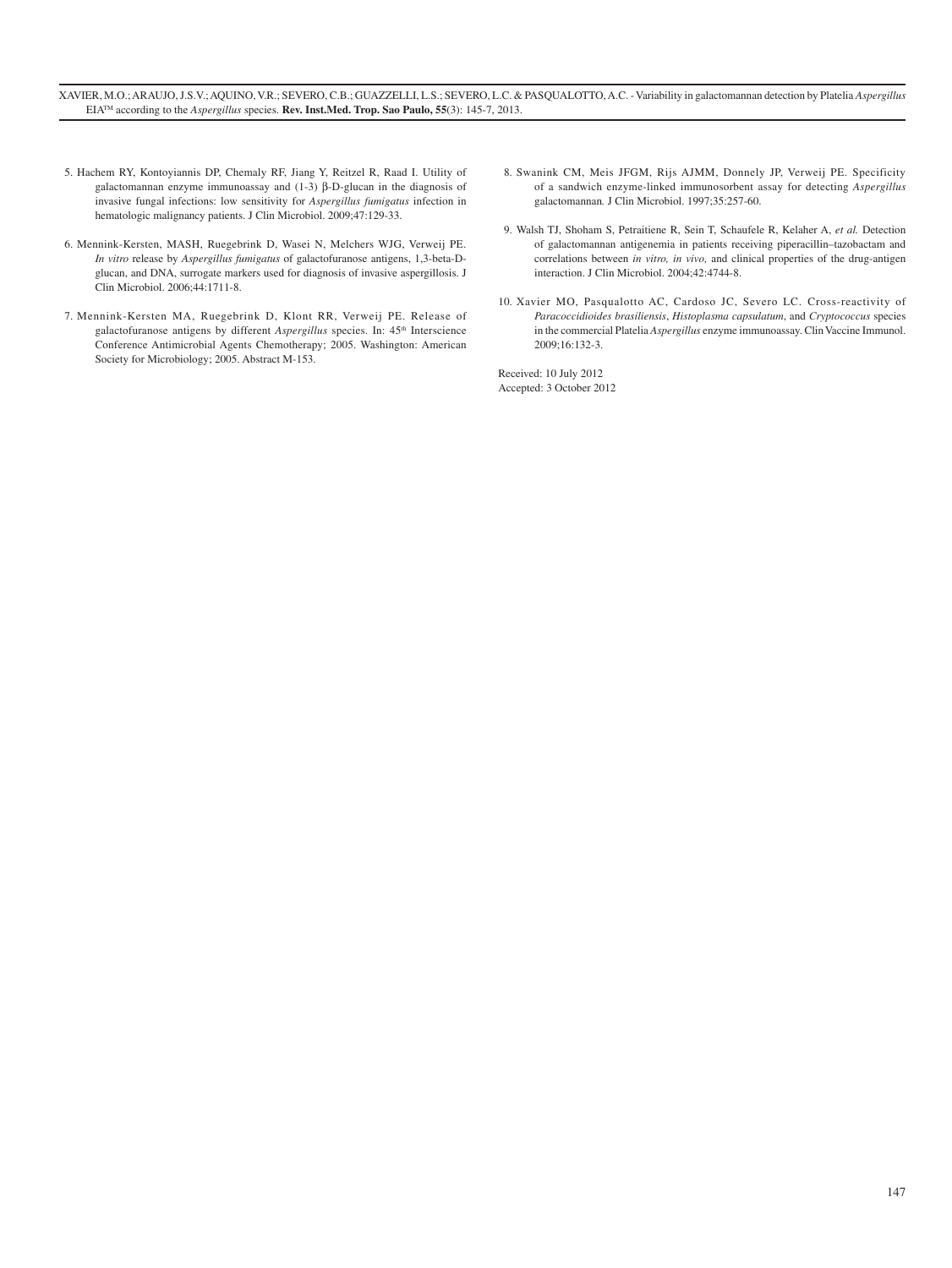5. Hachem RY, Kontoyiannis DP, Chemaly RF, Jiang Y, Reitzel R, Raad I. Utility of galactomannan enzyme immunoassay and (1-3) β-D-glucan in the diagnosis of invasive fungal infections: low sensitivity for *Aspergillus fumigatus* infection in hematologic malignancy patients. J Clin Microbiol. 2009;47:129-33.

6. Mennink-Kersten, MASH, Ruegebrink D, Wasei N, Melchers WJG, Verweij PE. *In vitro* release by *Aspergillus fumigatus* of galactofuranose antigens, 1,3-beta-D-glucan, and DNA, surrogate markers used for diagnosis of invasive aspergillosis. J Clin Microbiol. 2006;44:1711-8.

7. Mennink-Kersten MA, Ruegebrink D, Klont RR, Verweij PE. Release of galactofuranose antigens by different *Aspergillus* species. In: 45th Interscience Conference Antimicrobial Agents Chemotherapy; 2005. Washington: American Society for Microbiology; 2005. Abstract M-153.

8. Swanink CM, Meis JFGM, Rijs AJMM, Donnely JP, Verweij PE. Specificity of a sandwich enzyme-linked immunosorbent assay for detecting *Aspergillus* galactomannan. J Clin Microbiol. 1997;35:257-60.

9. Walsh TJ, Shoham S, Petraitiene R, Sein T, Schaufele R, Kelaher A, *et al.* Detection of galactomannan antigenemia in patients receiving piperacillin–tazobactam and correlations between *in vitro, in vivo,* and clinical properties of the drug-antigen interaction. J Clin Microbiol. 2004;42:4744-8.

10. Xavier MO, Pasqualotto AC, Cardoso JC, Severo LC. Cross-reactivity of *Paracoccidioides brasiliensis*, *Histoplasma capsulatum*, and *Cryptococcus* species in the commercial Platelia *Aspergillus* enzyme immunoassay. Clin Vaccine Immunol. 2009;16:132-3.

Received: 10 July 2012
Accepted: 3 October 2012